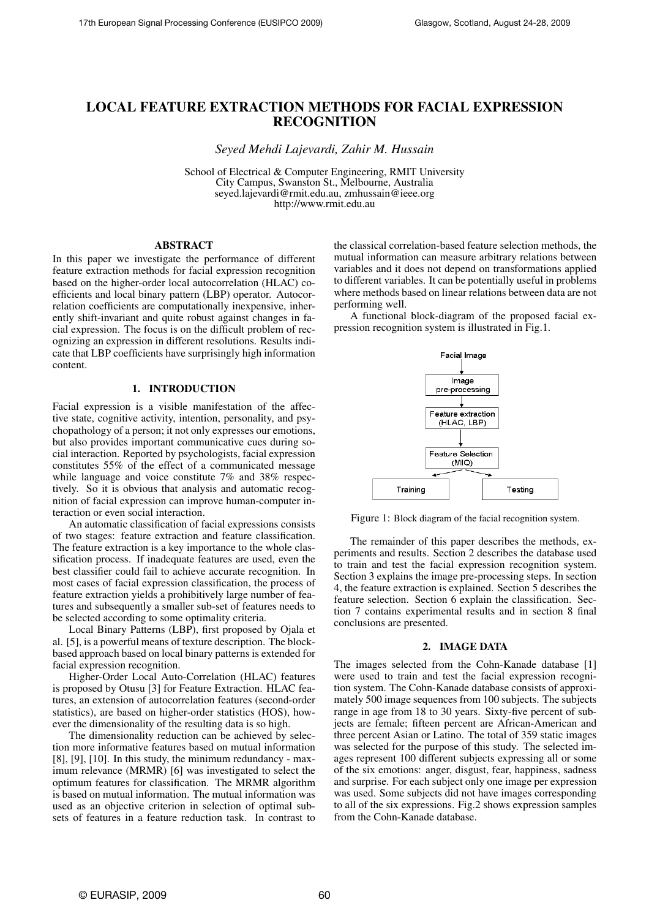# LOCAL FEATURE EXTRACTION METHODS FOR FACIAL EXPRESSION RECOGNITION

*Seyed Mehdi Lajevardi, Zahir M. Hussain*

School of Electrical & Computer Engineering, RMIT University
City Campus, Swanston St., Melbourne, Australia
seyed.lajevardi@rmit.edu.au, zmhussain@ieee.org
http://www.rmit.edu.au

## ABSTRACT

In this paper we investigate the performance of different feature extraction methods for facial expression recognition based on the higher-order local autocorrelation (HLAC) coefficients and local binary pattern (LBP) operator. Autocorrelation coefficients are computationally inexpensive, inherently shift-invariant and quite robust against changes in facial expression. The focus is on the difficult problem of recognizing an expression in different resolutions. Results indicate that LBP coefficients have surprisingly high information content.

## 1. INTRODUCTION

Facial expression is a visible manifestation of the affective state, cognitive activity, intention, personality, and psychopathology of a person; it not only expresses our emotions, but also provides important communicative cues during social interaction. Reported by psychologists, facial expression constitutes 55% of the effect of a communicated message while language and voice constitute 7% and 38% respectively. So it is obvious that analysis and automatic recognition of facial expression can improve human-computer interaction or even social interaction.

An automatic classification of facial expressions consists of two stages: feature extraction and feature classification. The feature extraction is a key importance to the whole classification process. If inadequate features are used, even the best classifier could fail to achieve accurate recognition. In most cases of facial expression classification, the process of feature extraction yields a prohibitively large number of features and subsequently a smaller sub-set of features needs to be selected according to some optimality criteria.

Local Binary Patterns (LBP), first proposed by Ojala et al. [5], is a powerful means of texture description. The block-based approach based on local binary patterns is extended for facial expression recognition.

Higher-Order Local Auto-Correlation (HLAC) features is proposed by Otusu [3] for Feature Extraction. HLAC features, an extension of autocorrelation features (second-order statistics), are based on higher-order statistics (HOS), however the dimensionality of the resulting data is so high.

The dimensionality reduction can be achieved by selection more informative features based on mutual information [8], [9], [10]. In this study, the minimum redundancy - maximum relevance (MRMR) [6] was investigated to select the optimum features for classification. The MRMR algorithm is based on mutual information. The mutual information was used as an objective criterion in selection of optimal subsets of features in a feature reduction task. In contrast to the classical correlation-based feature selection methods, the mutual information can measure arbitrary relations between variables and it does not depend on transformations applied to different variables. It can be potentially useful in problems where methods based on linear relations between data are not performing well.

A functional block-diagram of the proposed facial expression recognition system is illustrated in Fig.1.

Facial Image → Image pre-processing → Feature extraction (HLAC, LBP) → Feature Selection (MIQ) → Training / Testing

Figure 1: Block diagram of the facial recognition system.

The remainder of this paper describes the methods, experiments and results. Section 2 describes the database used to train and test the facial expression recognition system. Section 3 explains the image pre-processing steps. In section 4, the feature extraction is explained. Section 5 describes the feature selection. Section 6 explain the classification. Section 7 contains experimental results and in section 8 final conclusions are presented.

## 2. IMAGE DATA

The images selected from the Cohn-Kanade database [1] were used to train and test the facial expression recognition system. The Cohn-Kanade database consists of approximately 500 image sequences from 100 subjects. The subjects range in age from 18 to 30 years. Sixty-five percent of subjects are female; fifteen percent are African-American and three percent Asian or Latino. The total of 359 static images was selected for the purpose of this study. The selected images represent 100 different subjects expressing all or some of the six emotions: anger, disgust, fear, happiness, sadness and surprise. For each subject only one image per expression was used. Some subjects did not have images corresponding to all of the six expressions. Fig.2 shows expression samples from the Cohn-Kanade database.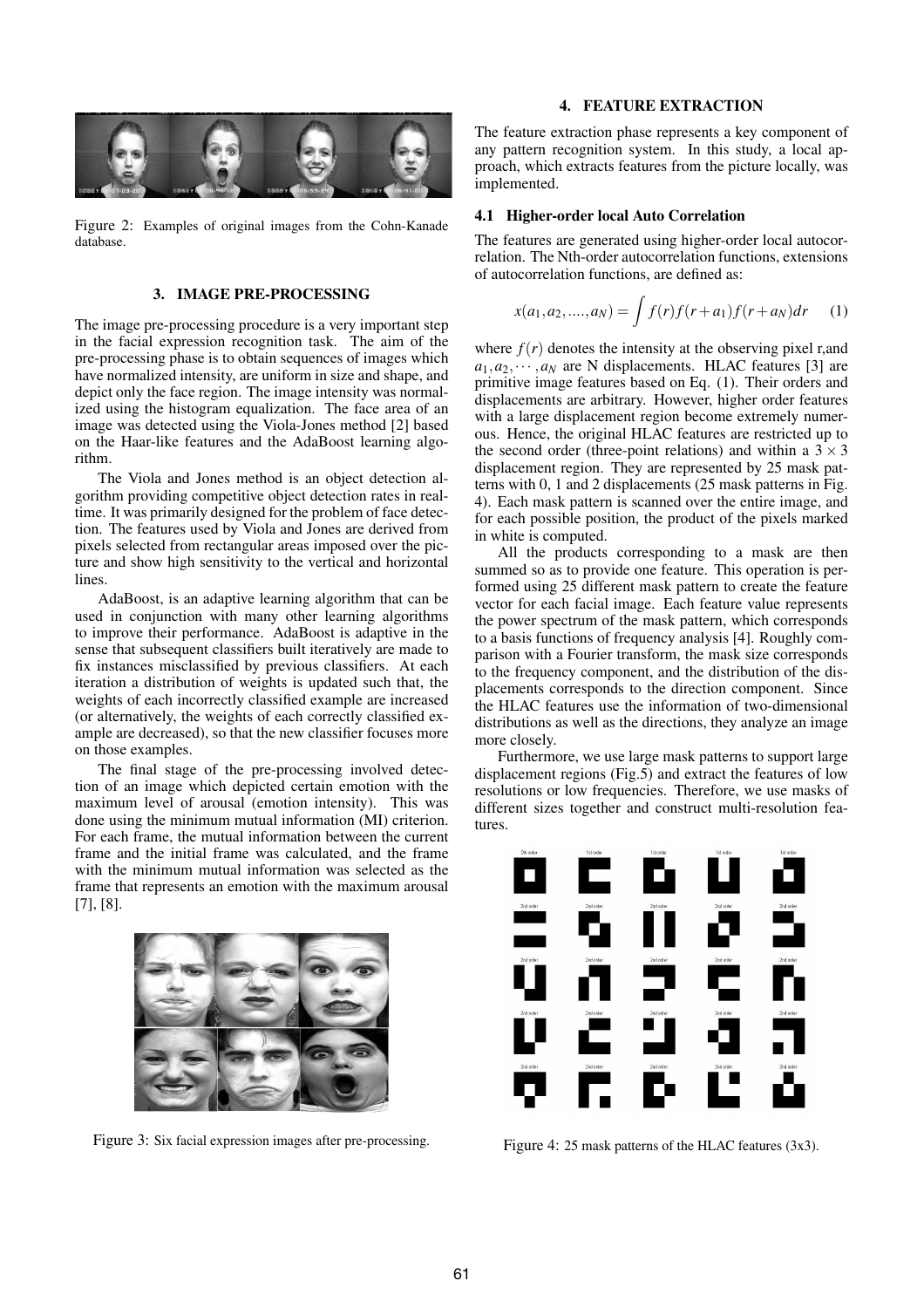Figure 2: Examples of original images from the Cohn-Kanade database.

## 3. IMAGE PRE-PROCESSING

The image pre-processing procedure is a very important step in the facial expression recognition task. The aim of the pre-processing phase is to obtain sequences of images which have normalized intensity, are uniform in size and shape, and depict only the face region. The image intensity was normalized using the histogram equalization. The face area of an image was detected using the Viola-Jones method [2] based on the Haar-like features and the AdaBoost learning algorithm.

The Viola and Jones method is an object detection algorithm providing competitive object detection rates in real-time. It was primarily designed for the problem of face detection. The features used by Viola and Jones are derived from pixels selected from rectangular areas imposed over the picture and show high sensitivity to the vertical and horizontal lines.

AdaBoost, is an adaptive learning algorithm that can be used in conjunction with many other learning algorithms to improve their performance. AdaBoost is adaptive in the sense that subsequent classifiers built iteratively are made to fix instances misclassified by previous classifiers. At each iteration a distribution of weights is updated such that, the weights of each incorrectly classified example are increased (or alternatively, the weights of each correctly classified example are decreased), so that the new classifier focuses more on those examples.

The final stage of the pre-processing involved detection of an image which depicted certain emotion with the maximum level of arousal (emotion intensity). This was done using the minimum mutual information (MI) criterion. For each frame, the mutual information between the current frame and the initial frame was calculated, and the frame with the minimum mutual information was selected as the frame that represents an emotion with the maximum arousal [7], [8].

Figure 3: Six facial expression images after pre-processing.

## 4. FEATURE EXTRACTION

The feature extraction phase represents a key component of any pattern recognition system. In this study, a local approach, which extracts features from the picture locally, was implemented.

### 4.1 Higher-order local Auto Correlation

The features are generated using higher-order local autocorrelation. The Nth-order autocorrelation functions, extensions of autocorrelation functions, are defined as:

$$x(a_1, a_2, ...., a_N) = \int f(r)f(r+a_1)f(r+a_N)dr \quad (1)$$

where $f(r)$ denotes the intensity at the observing pixel r,and $a_1, a_2, \cdots, a_N$ are N displacements. HLAC features [3] are primitive image features based on Eq. (1). Their orders and displacements are arbitrary. However, higher order features with a large displacement region become extremely numerous. Hence, the original HLAC features are restricted up to the second order (three-point relations) and within a $3 \times 3$ displacement region. They are represented by 25 mask patterns with 0, 1 and 2 displacements (25 mask patterns in Fig. 4). Each mask pattern is scanned over the entire image, and for each possible position, the product of the pixels marked in white is computed.

All the products corresponding to a mask are then summed so as to provide one feature. This operation is performed using 25 different mask pattern to create the feature vector for each facial image. Each feature value represents the power spectrum of the mask pattern, which corresponds to a basis functions of frequency analysis [4]. Roughly comparison with a Fourier transform, the mask size corresponds to the frequency component, and the distribution of the displacements corresponds to the direction component. Since the HLAC features use the information of two-dimensional distributions as well as the directions, they analyze an image more closely.

Furthermore, we use large mask patterns to support large displacement regions (Fig.5) and extract the features of low resolutions or low frequencies. Therefore, we use masks of different sizes together and construct multi-resolution features.

Figure 4: 25 mask patterns of the HLAC features (3x3).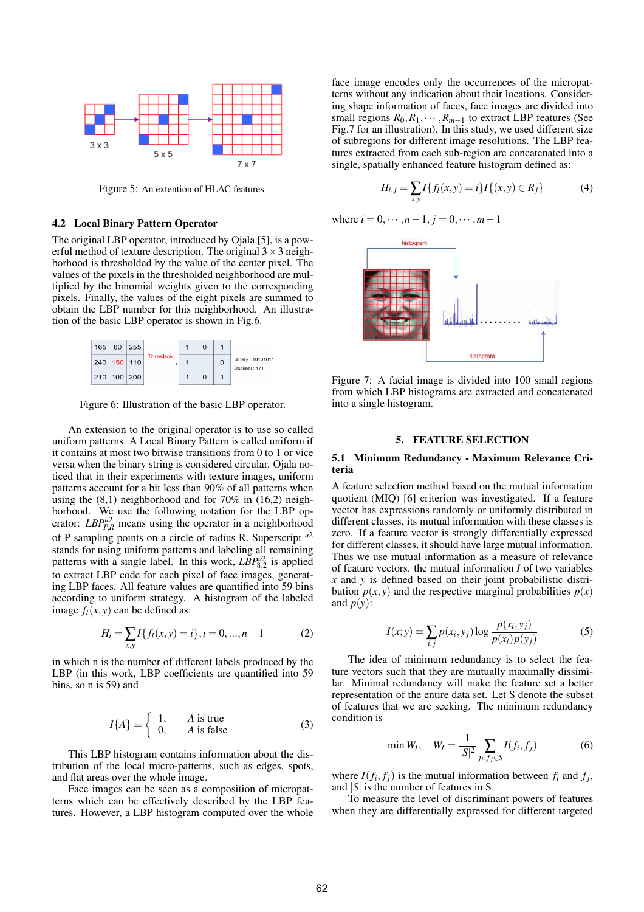Figure 5: An extention of HLAC features.

### 4.2 Local Binary Pattern Operator

The original LBP operator, introduced by Ojala [5], is a powerful method of texture description. The original $3 \times 3$ neighborhood is thresholded by the value of the center pixel. The values of the pixels in the thresholded neighborhood are multiplied by the binomial weights given to the corresponding pixels. Finally, the values of the eight pixels are summed to obtain the LBP number for this neighborhood. An illustration of the basic LBP operator is shown in Fig.6.

Figure 6: Illustration of the basic LBP operator.

An extension to the original operator is to use so called uniform patterns. A Local Binary Pattern is called uniform if it contains at most two bitwise transitions from 0 to 1 or vice versa when the binary string is considered circular. Ojala noticed that in their experiments with texture images, uniform patterns account for a bit less than 90% of all patterns when using the (8,1) neighborhood and for 70% in (16,2) neighborhood. We use the following notation for the LBP operator: $LBP^{u2}_{P,R}$ means using the operator in a neighborhood of P sampling points on a circle of radius R. Superscript $^{u2}$ stands for using uniform patterns and labeling all remaining patterns with a single label. In this work, $LBP^{u2}_{8,2}$ is applied to extract LBP code for each pixel of face images, generating LBP faces. All feature values are quantified into 59 bins according to uniform strategy. A histogram of the labeled image $f_l(x,y)$ can be defined as:

$$H_i = \sum_{x,y} I\{f_l(x,y) = i\}, i = 0, ..., n-1 \qquad (2)$$

in which n is the number of different labels produced by the LBP (in this work, LBP coefficients are quantified into 59 bins, so n is 59) and

$$I\{A\} = \begin{cases} 1, & A \text{ is true} \\ 0, & A \text{ is false} \end{cases} \qquad (3)$$

This LBP histogram contains information about the distribution of the local micro-patterns, such as edges, spots, and flat areas over the whole image.

Face images can be seen as a composition of micropatterns which can be effectively described by the LBP features. However, a LBP histogram computed over the whole face image encodes only the occurrences of the micropatterns without any indication about their locations. Considering shape information of faces, face images are divided into small regions $R_0, R_1, \cdots, R_{m-1}$ to extract LBP features (See Fig.7 for an illustration). In this study, we used different size of subregions for different image resolutions. The LBP features extracted from each sub-region are concatenated into a single, spatially enhanced feature histogram defined as:

$$H_{i,j} = \sum_{x,y} I\{f_l(x,y) = i\} I\{(x,y) \in R_j\} \qquad (4)$$

where $i = 0, \cdots, n-1$, $j = 0, \cdots, m-1$

Figure 7: A facial image is divided into 100 small regions from which LBP histograms are extracted and concatenated into a single histogram.

## 5. FEATURE SELECTION

### 5.1 Minimum Redundancy - Maximum Relevance Criteria

A feature selection method based on the mutual information quotient (MIQ) [6] criterion was investigated. If a feature vector has expressions randomly or uniformly distributed in different classes, its mutual information with these classes is zero. If a feature vector is strongly differentially expressed for different classes, it should have large mutual information. Thus we use mutual information as a measure of relevance of feature vectors. the mutual information $I$ of two variables $x$ and $y$ is defined based on their joint probabilistic distribution $p(x,y)$ and the respective marginal probabilities $p(x)$ and $p(y)$:

$$I(x;y) = \sum_{i,j} p(x_i, y_j) \log \frac{p(x_i, y_j)}{p(x_i)p(y_j)} \qquad (5)$$

The idea of minimum redundancy is to select the feature vectors such that they are mutually maximally dissimilar. Minimal redundancy will make the feature set a better representation of the entire data set. Let S denote the subset of features that we are seeking. The minimum redundancy condition is

$$\min W_I, \quad W_I = \frac{1}{|S|^2} \sum_{f_i, f_j \in S} I(f_i, f_j) \qquad (6)$$

where $I(f_i, f_j)$ is the mutual information between $f_i$ and $f_j$, and $|S|$ is the number of features in S.

To measure the level of discriminant powers of features when they are differentially expressed for different targeted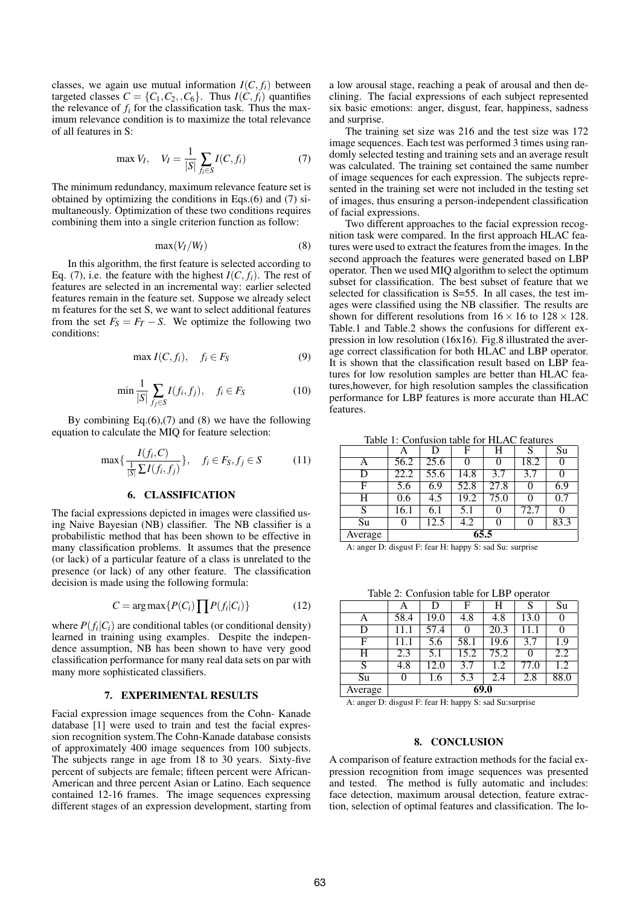classes, we again use mutual information $I(C, f_i)$ between targeted classes $C = \{C_1, C_2, , C_6\}$. Thus $I(C, f_i)$ quantifies the relevance of $f_i$ for the classification task. Thus the maximum relevance condition is to maximize the total relevance of all features in S:

$$\max V_I, \quad V_I = \frac{1}{|S|} \sum_{f_i \in S} I(C, f_i) \tag{7}$$

The minimum redundancy, maximum relevance feature set is obtained by optimizing the conditions in Eqs.(6) and (7) simultaneously. Optimization of these two conditions requires combining them into a single criterion function as follow:

$$\max(V_I / W_I) \tag{8}$$

In this algorithm, the first feature is selected according to Eq. (7), i.e. the feature with the highest $I(C, f_i)$. The rest of features are selected in an incremental way: earlier selected features remain in the feature set. Suppose we already select m features for the set S, we want to select additional features from the set $F_S = F_T - S$. We optimize the following two conditions:

$$\max I(C, f_i), \quad f_i \in F_S \tag{9}$$

$$\min \frac{1}{|S|} \sum_{f_j \in S} I(f_i, f_j), \quad f_i \in F_S \tag{10}$$

By combining Eq.(6),(7) and (8) we have the following equation to calculate the MIQ for feature selection:

$$\max\{\frac{I(f_i, C)}{\frac{1}{|S|} \sum I(f_i, f_j)}\}, \quad f_i \in F_S, f_j \in S \tag{11}$$

## 6. CLASSIFICATION

The facial expressions depicted in images were classified using Naive Bayesian (NB) classifier. The NB classifier is a probabilistic method that has been shown to be effective in many classification problems. It assumes that the presence (or lack) of a particular feature of a class is unrelated to the presence (or lack) of any other feature. The classification decision is made using the following formula:

$$C = \arg\max\{P(C_i) \prod P(f_i | C_i)\} \tag{12}$$

where $P(f_i | C_i)$ are conditional tables (or conditional density) learned in training using examples. Despite the independence assumption, NB has been shown to have very good classification performance for many real data sets on par with many more sophisticated classifiers.

## 7. EXPERIMENTAL RESULTS

Facial expression image sequences from the Cohn- Kanade database [1] were used to train and test the facial expression recognition system.The Cohn-Kanade database consists of approximately 400 image sequences from 100 subjects. The subjects range in age from 18 to 30 years. Sixty-five percent of subjects are female; fifteen percent were African-American and three percent Asian or Latino. Each sequence contained 12-16 frames. The image sequences expressing different stages of an expression development, starting from a low arousal stage, reaching a peak of arousal and then declining. The facial expressions of each subject represented six basic emotions: anger, disgust, fear, happiness, sadness and surprise.

The training set size was 216 and the test size was 172 image sequences. Each test was performed 3 times using randomly selected testing and training sets and an average result was calculated. The training set contained the same number of image sequences for each expression. The subjects represented in the training set were not included in the testing set of images, thus ensuring a person-independent classification of facial expressions.

Two different approaches to the facial expression recognition task were compared. In the first approach HLAC features were used to extract the features from the images. In the second approach the features were generated based on LBP operator. Then we used MIQ algorithm to select the optimum subset for classification. The best subset of feature that we selected for classification is S=55. In all cases, the test images were classified using the NB classifier. The results are shown for different resolutions from $16 \times 16$ to $128 \times 128$. Table.1 and Table.2 shows the confusions for different expression in low resolution (16x16). Fig.8 illustrated the average correct classification for both HLAC and LBP operator. It is shown that the classification result based on LBP features for low resolution samples are better than HLAC features,however, for high resolution samples the classification performance for LBP features is more accurate than HLAC features.

Table 1: Confusion table for HLAC features

| | A | D | F | H | S | Su |
|---|---|---|---|---|---|---|
| A | 56.2 | 25.6 | 0 | 0 | 18.2 | 0 |
| D | 22.2 | 55.6 | 14.8 | 3.7 | 3.7 | 0 |
| F | 5.6 | 6.9 | 52.8 | 27.8 | 0 | 6.9 |
| H | 0.6 | 4.5 | 19.2 | 75.0 | 0 | 0.7 |
| S | 16.1 | 6.1 | 5.1 | 0 | 72.7 | 0 |
| Su | 0 | 12.5 | 4.2 | 0 | 0 | 83.3 |
| Average | 65.5 | | | | | |

A: anger D: disgust F: fear H: happy S: sad Su: surprise

Table 2: Confusion table for LBP operator

| | A | D | F | H | S | Su |
|---|---|---|---|---|---|---|
| A | 58.4 | 19.0 | 4.8 | 4.8 | 13.0 | 0 |
| D | 11.1 | 57.4 | 0 | 20.3 | 11.1 | 0 |
| F | 11.1 | 5.6 | 58.1 | 19.6 | 3.7 | 1.9 |
| H | 2.3 | 5.1 | 15.2 | 75.2 | 0 | 2.2 |
| S | 4.8 | 12.0 | 3.7 | 1.2 | 77.0 | 1.2 |
| Su | 0 | 1.6 | 5.3 | 2.4 | 2.8 | 88.0 |
| Average | 69.0 | | | | | |

A: anger D: disgust F: fear H: happy S: sad Su:surprise

## 8. CONCLUSION

A comparison of feature extraction methods for the facial expression recognition from image sequences was presented and tested. The method is fully automatic and includes: face detection, maximum arousal detection, feature extraction, selection of optimal features and classification. The lo-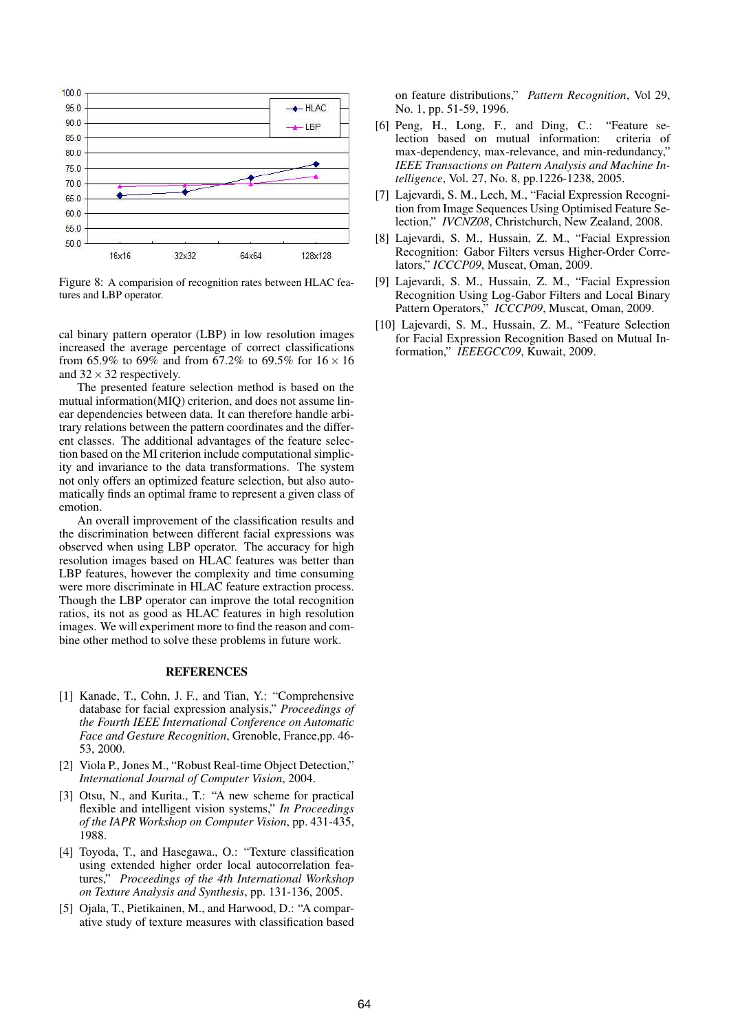100.0
95.0
90.0
85.0
80.0
75.0
70.0
65.0
60.0
55.0
50.0

16x16
32x32
64x64
128x128

HLAC
LBP

Figure 8: A comparision of recognition rates between HLAC features and LBP operator.

cal binary pattern operator (LBP) in low resolution images increased the average percentage of correct classifications from 65.9% to 69% and from 67.2% to 69.5% for $16 \times 16$ and $32 \times 32$ respectively.

The presented feature selection method is based on the mutual information(MIQ) criterion, and does not assume linear dependencies between data. It can therefore handle arbitrary relations between the pattern coordinates and the different classes. The additional advantages of the feature selection based on the MI criterion include computational simplicity and invariance to the data transformations. The system not only offers an optimized feature selection, but also automatically finds an optimal frame to represent a given class of emotion.

An overall improvement of the classification results and the discrimination between different facial expressions was observed when using LBP operator. The accuracy for high resolution images based on HLAC features was better than LBP features, however the complexity and time consuming were more discriminate in HLAC feature extraction process. Though the LBP operator can improve the total recognition ratios, its not as good as HLAC features in high resolution images. We will experiment more to find the reason and combine other method to solve these problems in future work.

## REFERENCES

[1] Kanade, T., Cohn, J. F., and Tian, Y.: "Comprehensive database for facial expression analysis," *Proceedings of the Fourth IEEE International Conference on Automatic Face and Gesture Recognition*, Grenoble, France,pp. 46-53, 2000.

[2] Viola P., Jones M., "Robust Real-time Object Detection," *International Journal of Computer Vision*, 2004.

[3] Otsu, N., and Kurita., T.: "A new scheme for practical flexible and intelligent vision systems," *In Proceedings of the IAPR Workshop on Computer Vision*, pp. 431-435, 1988.

[4] Toyoda, T., and Hasegawa., O.: "Texture classification using extended higher order local autocorrelation features," *Proceedings of the 4th International Workshop on Texture Analysis and Synthesis*, pp. 131-136, 2005.

[5] Ojala, T., Pietikainen, M., and Harwood, D.: "A comparative study of texture measures with classification based on feature distributions," *Pattern Recognition*, Vol 29, No. 1, pp. 51-59, 1996.

[6] Peng, H., Long, F., and Ding, C.: "Feature selection based on mutual information: criteria of max-dependency, max-relevance, and min-redundancy," *IEEE Transactions on Pattern Analysis and Machine Intelligence*, Vol. 27, No. 8, pp.1226-1238, 2005.

[7] Lajevardi, S. M., Lech, M., "Facial Expression Recognition from Image Sequences Using Optimised Feature Selection," *IVCNZ08*, Christchurch, New Zealand, 2008.

[8] Lajevardi, S. M., Hussain, Z. M., "Facial Expression Recognition: Gabor Filters versus Higher-Order Correlators," *ICCCP09*, Muscat, Oman, 2009.

[9] Lajevardi, S. M., Hussain, Z. M., "Facial Expression Recognition Using Log-Gabor Filters and Local Binary Pattern Operators," *ICCCP09*, Muscat, Oman, 2009.

[10] Lajevardi, S. M., Hussain, Z. M., "Feature Selection for Facial Expression Recognition Based on Mutual Information," *IEEEGCC09*, Kuwait, 2009.